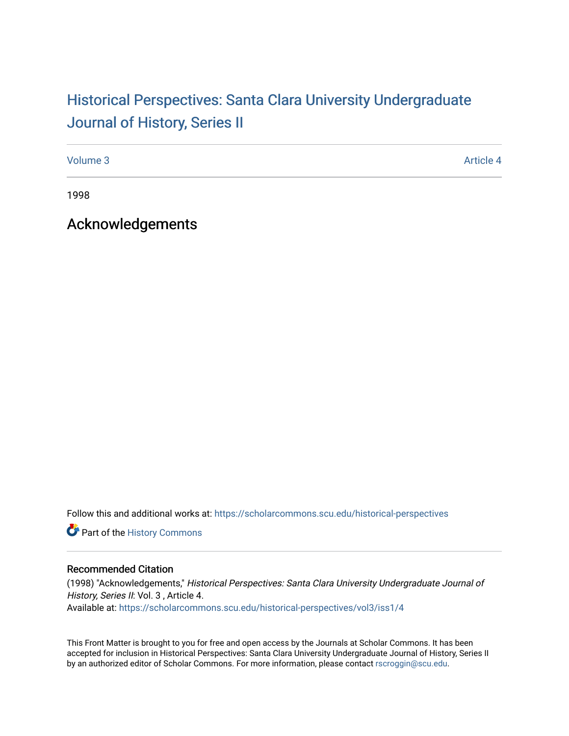# Historical Perspectives: Santa Clara University Undergraduate Journal of History, Series II

Volume 3 | Article 4

1998

## Acknowledgements

Follow this and additional works at: https://scholarcommons.scu.edu/historical-perspectives

Part of the History Commons

### Recommended Citation

(1998) "Acknowledgements," *Historical Perspectives: Santa Clara University Undergraduate Journal of History, Series II*: Vol. 3 , Article 4.
Available at: https://scholarcommons.scu.edu/historical-perspectives/vol3/iss1/4

This Front Matter is brought to you for free and open access by the Journals at Scholar Commons. It has been accepted for inclusion in Historical Perspectives: Santa Clara University Undergraduate Journal of History, Series II by an authorized editor of Scholar Commons. For more information, please contact rscroggin@scu.edu.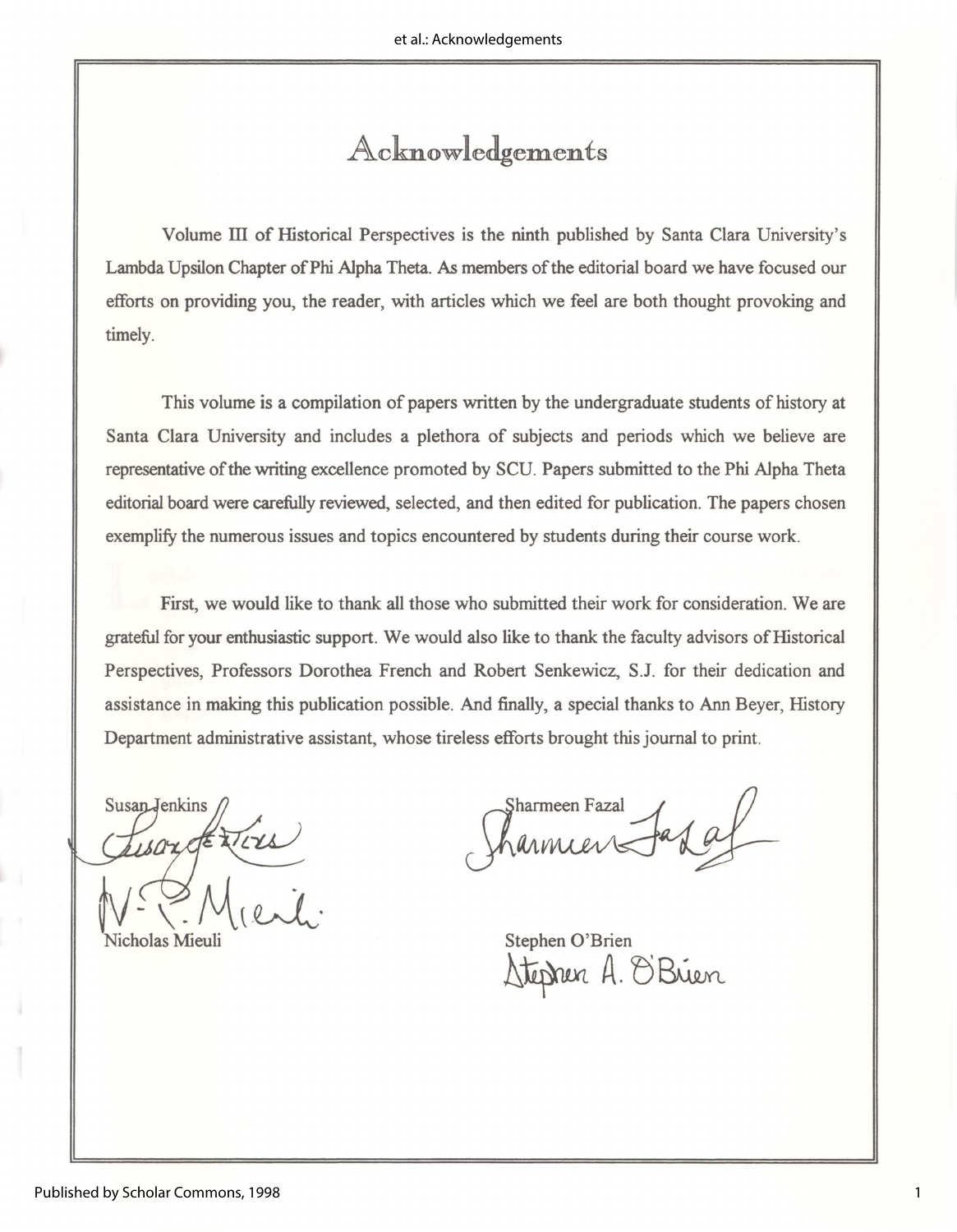# Acknowledgements

Volume III of Historical Perspectives is the ninth published by Santa Clara University's Lambda Upsilon Chapter of Phi Alpha Theta. As members of the editorial board we have focused our efforts on providing you, the reader, with articles which we feel are both thought provoking and timely.

This volume is a compilation of papers written by the undergraduate students of history at Santa Clara University and includes a plethora of subjects and periods which we believe are representative of the writing excellence promoted by SCU. Papers submitted to the Phi Alpha Theta editorial board were carefully reviewed, selected, and then edited for publication. The papers chosen exemplify the numerous issues and topics encountered by students during their course work.

First, we would like to thank all those who submitted their work for consideration. We are grateful for your enthusiastic support. We would also like to thank the faculty advisors of Historical Perspectives, Professors Dorothea French and Robert Senkewicz, S.J. for their dedication and assistance in making this publication possible. And finally, a special thanks to Ann Beyer, History Department administrative assistant, whose tireless efforts brought this journal to print.

Susan Jenkins

Sharmeen Fazal

Nicholas Mieuli

Stephen O'Brien